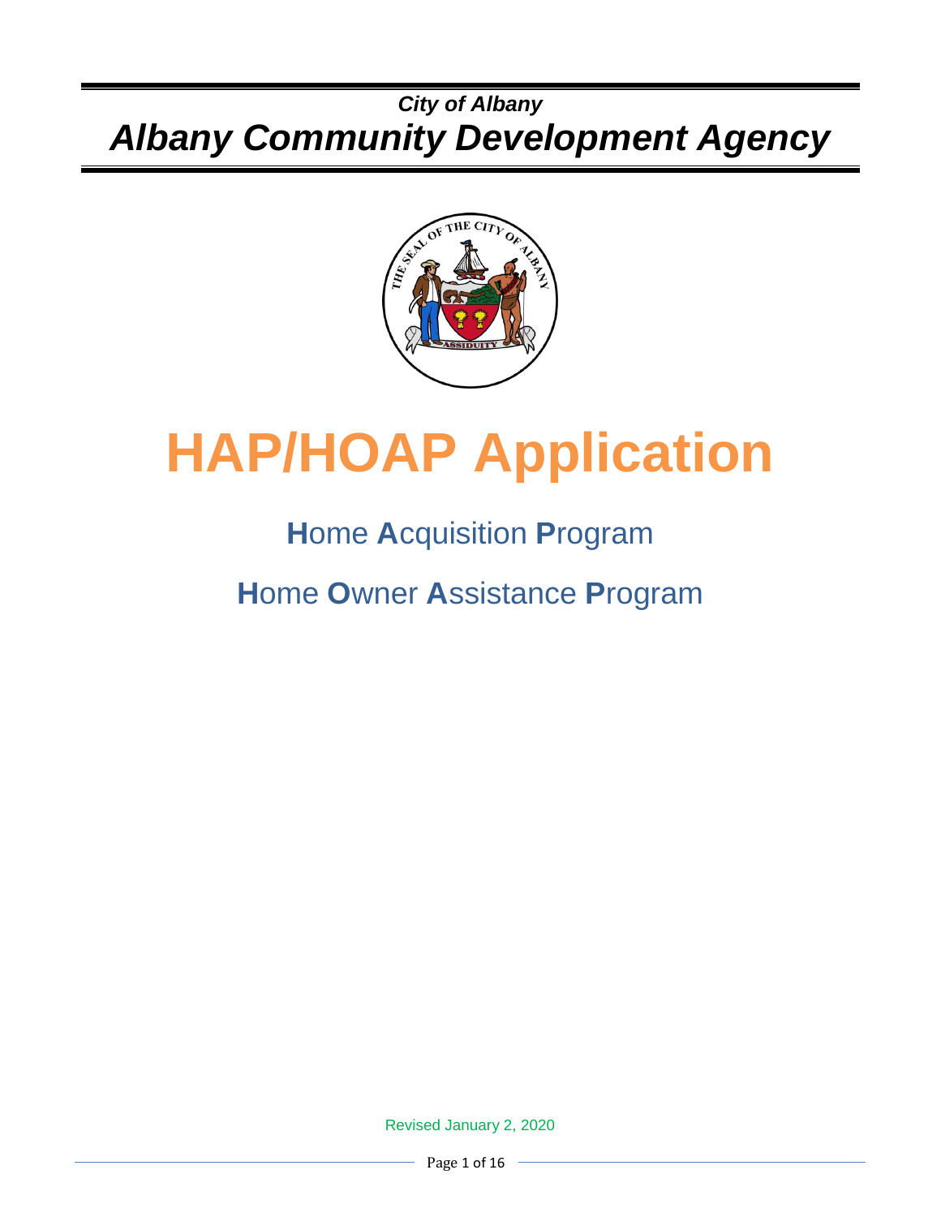***City of Albany***

# *Albany Community Development Agency*

# HAP/HOAP Application

## **H**ome **A**cquisition **P**rogram

## **H**ome **O**wner **A**ssistance **P**rogram

Revised January 2, 2020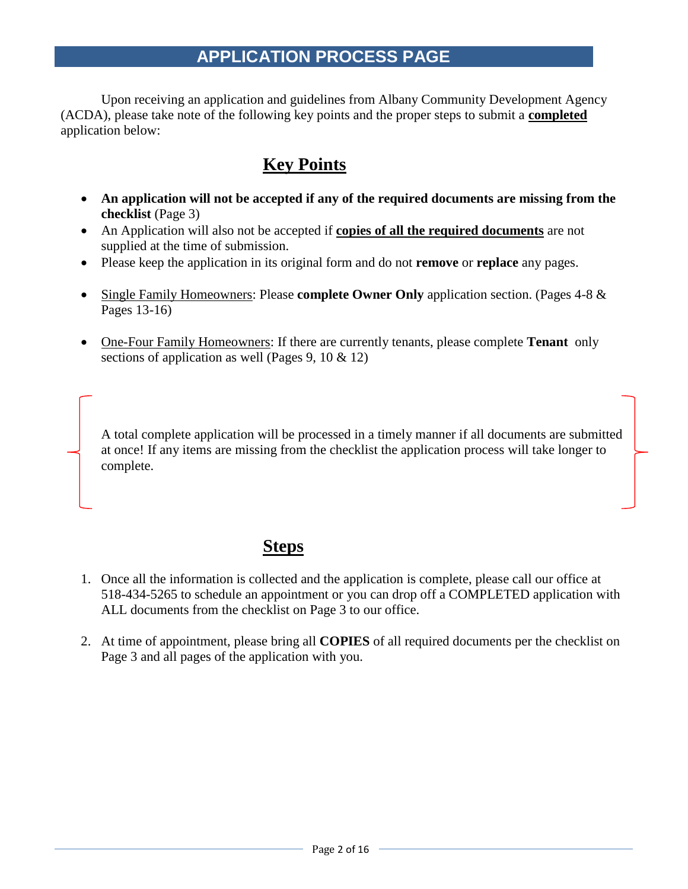# APPLICATION PROCESS PAGE

Upon receiving an application and guidelines from Albany Community Development Agency (ACDA), please take note of the following key points and the proper steps to submit a **completed** application below:

## Key Points

- **An application will not be accepted if any of the required documents are missing from the checklist** (Page 3)
- An Application will also not be accepted if **copies of all the required documents** are not supplied at the time of submission.
- Please keep the application in its original form and do not **remove** or **replace** any pages.
- Single Family Homeowners: Please **complete Owner Only** application section. (Pages 4-8 & Pages 13-16)
- One-Four Family Homeowners: If there are currently tenants, please complete **Tenant** only sections of application as well (Pages 9, 10 & 12)

A total complete application will be processed in a timely manner if all documents are submitted at once! If any items are missing from the checklist the application process will take longer to complete.

## Steps

1. Once all the information is collected and the application is complete, please call our office at 518-434-5265 to schedule an appointment or you can drop off a COMPLETED application with ALL documents from the checklist on Page 3 to our office.
2. At time of appointment, please bring all **COPIES** of all required documents per the checklist on Page 3 and all pages of the application with you.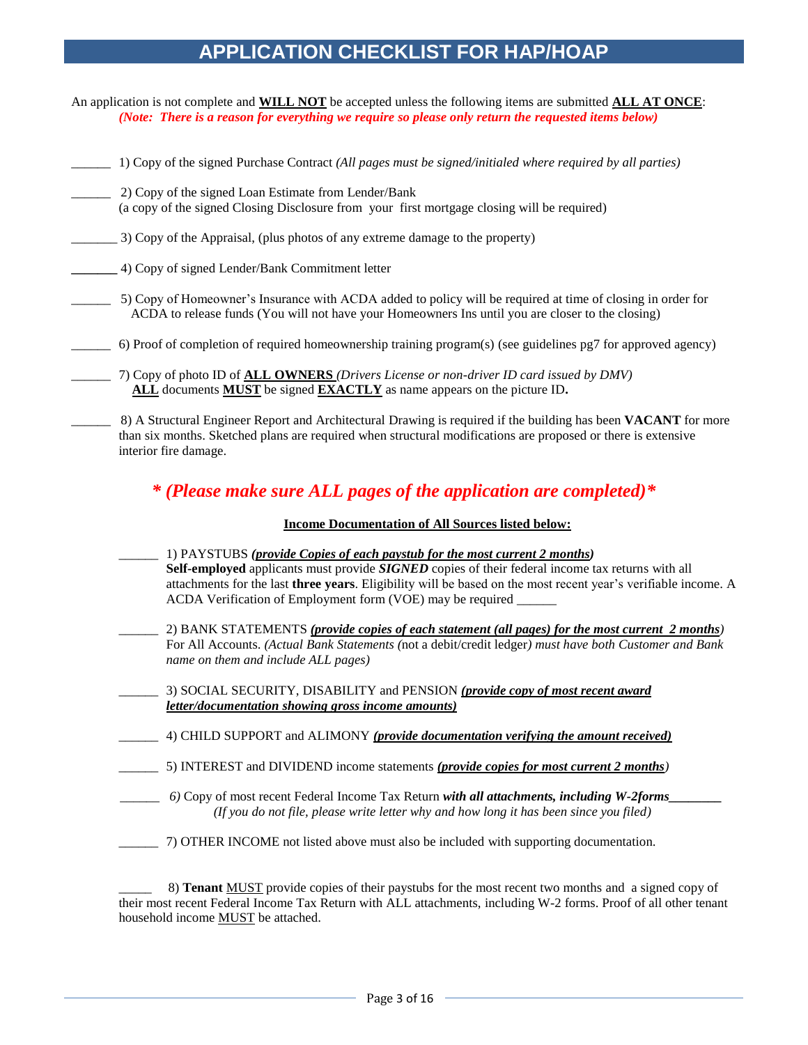# APPLICATION CHECKLIST FOR HAP/HOAP

An application is not complete and **WILL NOT** be accepted unless the following items are submitted **ALL AT ONCE**:
***(Note: There is a reason for everything we require so please only return the requested items below)***

______ 1) Copy of the signed Purchase Contract *(All pages must be signed/initialed where required by all parties)*

______ 2) Copy of the signed Loan Estimate from Lender/Bank
(a copy of the signed Closing Disclosure from your first mortgage closing will be required)

_______ 3) Copy of the Appraisal, (plus photos of any extreme damage to the property)

_______ 4) Copy of signed Lender/Bank Commitment letter

______ 5) Copy of Homeowner's Insurance with ACDA added to policy will be required at time of closing in order for ACDA to release funds (You will not have your Homeowners Ins until you are closer to the closing)

______ 6) Proof of completion of required homeownership training program(s) (see guidelines pg7 for approved agency)

______ 7) Copy of photo ID of **ALL OWNERS** *(Drivers License or non-driver ID card issued by DMV)*
**ALL** documents **MUST** be signed **EXACTLY** as name appears on the picture ID**.**

______ 8) A Structural Engineer Report and Architectural Drawing is required if the building has been **VACANT** for more than six months. Sketched plans are required when structural modifications are proposed or there is extensive interior fire damage.

## *\* (Please make sure ALL pages of the application are completed)\**

**Income Documentation of All Sources listed below:**

______ 1) PAYSTUBS ***(provide Copies of each paystub for the most current 2 months)***
**Self-employed** applicants must provide ***SIGNED*** copies of their federal income tax returns with all attachments for the last **three years**. Eligibility will be based on the most recent year's verifiable income. A ACDA Verification of Employment form (VOE) may be required ______

______ 2) BANK STATEMENTS ***(provide copies of each statement (all pages) for the most current 2 months)***
For All Accounts. *(Actual Bank Statements* (not a debit/credit ledger*) must have both Customer and Bank name on them and include ALL pages)*

______ 3) SOCIAL SECURITY, DISABILITY and PENSION ***(provide copy of most recent award letter/documentation showing gross income amounts)***

______ 4) CHILD SUPPORT and ALIMONY ***(provide documentation verifying the amount received)***

______ 5) INTEREST and DIVIDEND income statements ***(provide copies for most current 2 months)***

______ *6)* Copy of most recent Federal Income Tax Return ***with all attachments, including W-2forms________***
*(If you do not file, please write letter why and how long it has been since you filed)*

______ 7) OTHER INCOME not listed above must also be included with supporting documentation.

_____ 8) **Tenant** MUST provide copies of their paystubs for the most recent two months and a signed copy of their most recent Federal Income Tax Return with ALL attachments, including W-2 forms. Proof of all other tenant household income MUST be attached.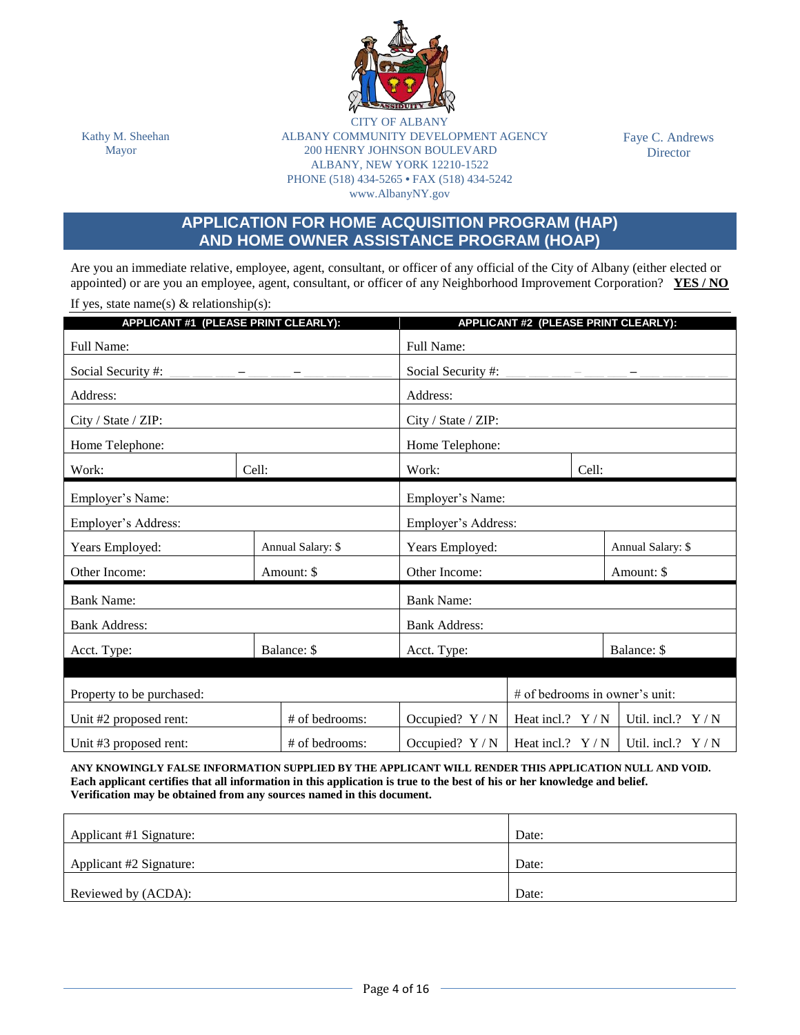Kathy M. Sheehan
Mayor

CITY OF ALBANY
ALBANY COMMUNITY DEVELOPMENT AGENCY
200 HENRY JOHNSON BOULEVARD
ALBANY, NEW YORK 12210-1522
PHONE (518) 434-5265 • FAX (518) 434-5242
www.AlbanyNY.gov

Faye C. Andrews
Director

## APPLICATION FOR HOME ACQUISITION PROGRAM (HAP) AND HOME OWNER ASSISTANCE PROGRAM (HOAP)

Are you an immediate relative, employee, agent, consultant, or officer of any official of the City of Albany (either elected or appointed) or are you an employee, agent, consultant, or officer of any Neighborhood Improvement Corporation? **YES / NO**

If yes, state name(s) & relationship(s):

| **APPLICANT #1 (PLEASE PRINT CLEARLY):** | | **APPLICANT #2 (PLEASE PRINT CLEARLY):** | |
|---|---|---|---|
| Full Name: | | Full Name: | |
| Social Security #: ___ ___ ___ – ___ ___ – ___ ___ ___ ___ | | Social Security #: ___ ___ ___ – ___ ___ – ___ ___ ___ ___ | |
| Address: | | Address: | |
| City / State / ZIP: | | City / State / ZIP: | |
| Home Telephone: | | Home Telephone: | |
| Work: | Cell: | Work: | Cell: |
| Employer's Name: | | Employer's Name: | |
| Employer's Address: | | Employer's Address: | |
| Years Employed: | Annual Salary: $ | Years Employed: | Annual Salary: $ |
| Other Income: | Amount: $ | Other Income: | Amount: $ |
| Bank Name: | | Bank Name: | |
| Bank Address: | | Bank Address: | |
| Acct. Type: | Balance: $ | Acct. Type: | Balance: $ |

| Property to be purchased: | | | # of bedrooms in owner's unit: | |
|---|---|---|---|---|
| Unit #2 proposed rent: | # of bedrooms: | Occupied? Y / N | Heat incl.? Y / N | Util. incl.? Y / N |
| Unit #3 proposed rent: | # of bedrooms: | Occupied? Y / N | Heat incl.? Y / N | Util. incl.? Y / N |

**ANY KNOWINGLY FALSE INFORMATION SUPPLIED BY THE APPLICANT WILL RENDER THIS APPLICATION NULL AND VOID. Each applicant certifies that all information in this application is true to the best of his or her knowledge and belief. Verification may be obtained from any sources named in this document.**

| Applicant #1 Signature: | Date: |
|---|---|
| Applicant #2 Signature: | Date: |
| Reviewed by (ACDA): | Date: |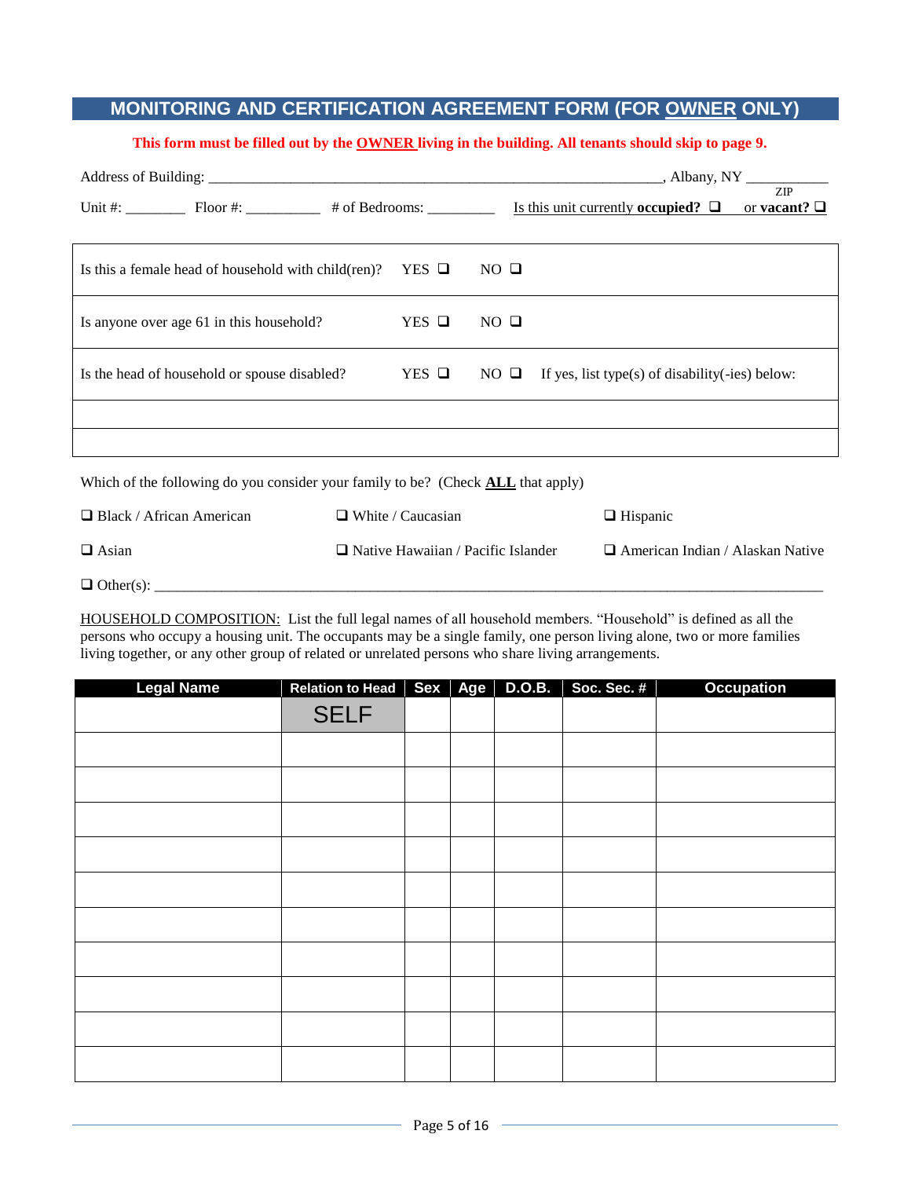## MONITORING AND CERTIFICATION AGREEMENT FORM (FOR OWNER ONLY)

**This form must be filled out by the OWNER living in the building. All tenants should skip to page 9.**

Address of Building: ____________________________________________________________, Albany, NY ___________ (ZIP)

Unit #: ________ Floor #: __________ # of Bedrooms: _________ Is this unit currently **occupied?** ❑ or **vacant?** ❑

| | | | |
|---|---|---|---|
| Is this a female head of household with child(ren)? | YES ❑ | NO ❑ | |
| Is anyone over age 61 in this household? | YES ❑ | NO ❑ | |
| Is the head of household or spouse disabled? | YES ❑ | NO ❑ | If yes, list type(s) of disability(-ies) below: |
| | | | |
| | | | |

Which of the following do you consider your family to be? (Check **ALL** that apply)

❑ Black / African American ❑ White / Caucasian ❑ Hispanic

❑ Asian ❑ Native Hawaiian / Pacific Islander ❑ American Indian / Alaskan Native

❑ Other(s): ______________________________________________________________________________

HOUSEHOLD COMPOSITION: List the full legal names of all household members. "Household" is defined as all the persons who occupy a housing unit. The occupants may be a single family, one person living alone, two or more families living together, or any other group of related or unrelated persons who share living arrangements.

| Legal Name | Relation to Head | Sex | Age | D.O.B. | Soc. Sec. # | Occupation |
|---|---|---|---|---|---|---|
| | SELF | | | | | |
| | | | | | | |
| | | | | | | |
| | | | | | | |
| | | | | | | |
| | | | | | | |
| | | | | | | |
| | | | | | | |
| | | | | | | |
| | | | | | | |
| | | | | | | |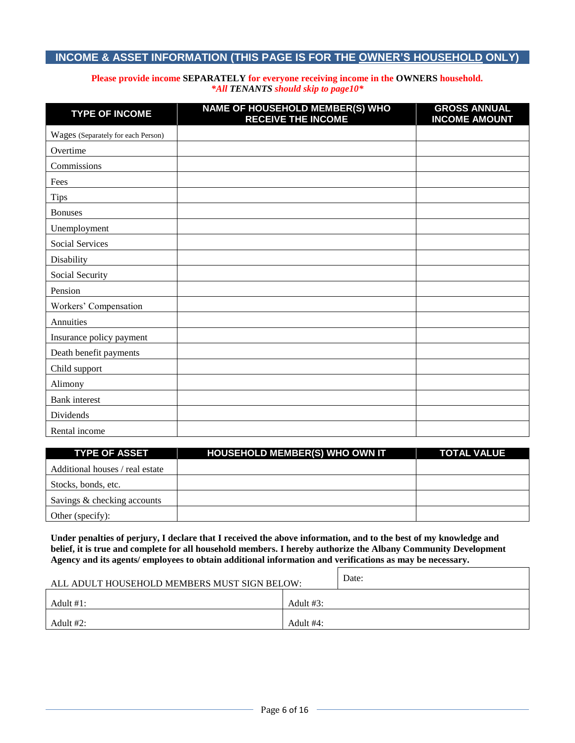## INCOME & ASSET INFORMATION (THIS PAGE IS FOR THE OWNER'S HOUSEHOLD ONLY)

**Please provide income SEPARATELY for everyone receiving income in the OWNERS household.**
***All TENANTS should skip to page10***

| TYPE OF INCOME | NAME OF HOUSEHOLD MEMBER(S) WHO RECEIVE THE INCOME | GROSS ANNUAL INCOME AMOUNT |
|---|---|---|
| Wages (Separately for each Person) | | |
| Overtime | | |
| Commissions | | |
| Fees | | |
| Tips | | |
| Bonuses | | |
| Unemployment | | |
| Social Services | | |
| Disability | | |
| Social Security | | |
| Pension | | |
| Workers' Compensation | | |
| Annuities | | |
| Insurance policy payment | | |
| Death benefit payments | | |
| Child support | | |
| Alimony | | |
| Bank interest | | |
| Dividends | | |
| Rental income | | |

| TYPE OF ASSET | HOUSEHOLD MEMBER(S) WHO OWN IT | TOTAL VALUE |
|---|---|---|
| Additional houses / real estate | | |
| Stocks, bonds, etc. | | |
| Savings & checking accounts | | |
| Other (specify): | | |

**Under penalties of perjury, I declare that I received the above information, and to the best of my knowledge and belief, it is true and complete for all household members. I hereby authorize the Albany Community Development Agency and its agents/ employees to obtain additional information and verifications as may be necessary.**

| ALL ADULT HOUSEHOLD MEMBERS MUST SIGN BELOW: | Date: |
|---|---|
| Adult #1: | Adult #3: |
| Adult #2: | Adult #4: |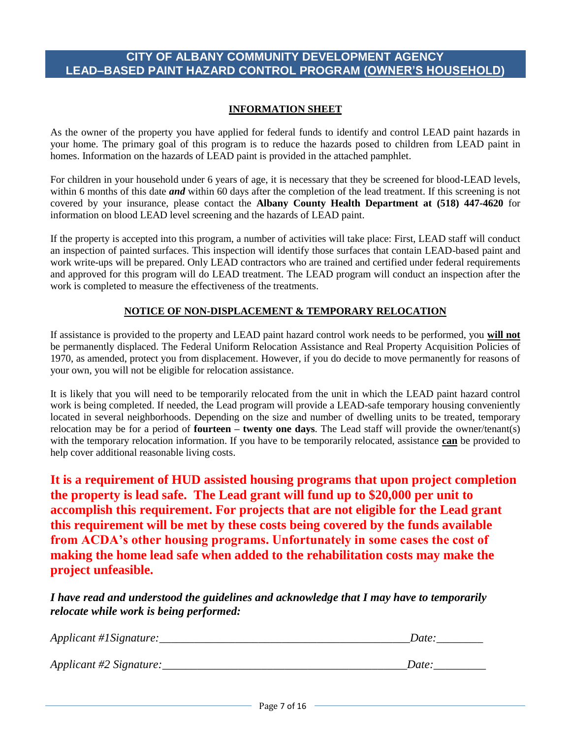# CITY OF ALBANY COMMUNITY DEVELOPMENT AGENCY
# LEAD–BASED PAINT HAZARD CONTROL PROGRAM (OWNER'S HOUSEHOLD)

## INFORMATION SHEET

As the owner of the property you have applied for federal funds to identify and control LEAD paint hazards in your home. The primary goal of this program is to reduce the hazards posed to children from LEAD paint in homes. Information on the hazards of LEAD paint is provided in the attached pamphlet.

For children in your household under 6 years of age, it is necessary that they be screened for blood-LEAD levels, within 6 months of this date ***and*** within 60 days after the completion of the lead treatment. If this screening is not covered by your insurance, please contact the **Albany County Health Department at (518) 447-4620** for information on blood LEAD level screening and the hazards of LEAD paint.

If the property is accepted into this program, a number of activities will take place: First, LEAD staff will conduct an inspection of painted surfaces. This inspection will identify those surfaces that contain LEAD-based paint and work write-ups will be prepared. Only LEAD contractors who are trained and certified under federal requirements and approved for this program will do LEAD treatment. The LEAD program will conduct an inspection after the work is completed to measure the effectiveness of the treatments.

## NOTICE OF NON-DISPLACEMENT & TEMPORARY RELOCATION

If assistance is provided to the property and LEAD paint hazard control work needs to be performed, you **will not** be permanently displaced. The Federal Uniform Relocation Assistance and Real Property Acquisition Policies of 1970, as amended, protect you from displacement. However, if you do decide to move permanently for reasons of your own, you will not be eligible for relocation assistance.

It is likely that you will need to be temporarily relocated from the unit in which the LEAD paint hazard control work is being completed. If needed, the Lead program will provide a LEAD-safe temporary housing conveniently located in several neighborhoods. Depending on the size and number of dwelling units to be treated, temporary relocation may be for a period of **fourteen – twenty one days**. The Lead staff will provide the owner/tenant(s) with the temporary relocation information. If you have to be temporarily relocated, assistance **can** be provided to help cover additional reasonable living costs.

**It is a requirement of HUD assisted housing programs that upon project completion the property is lead safe. The Lead grant will fund up to $20,000 per unit to accomplish this requirement. For projects that are not eligible for the Lead grant this requirement will be met by these costs being covered by the funds available from ACDA's other housing programs. Unfortunately in some cases the cost of making the home lead safe when added to the rehabilitation costs may make the project unfeasible.**

***I have read and understood the guidelines and acknowledge that I may have to temporarily relocate while work is being performed:***

*Applicant #1Signature:*___________________________________________ *Date:*________

*Applicant #2 Signature:*__________________________________________ *Date:*_________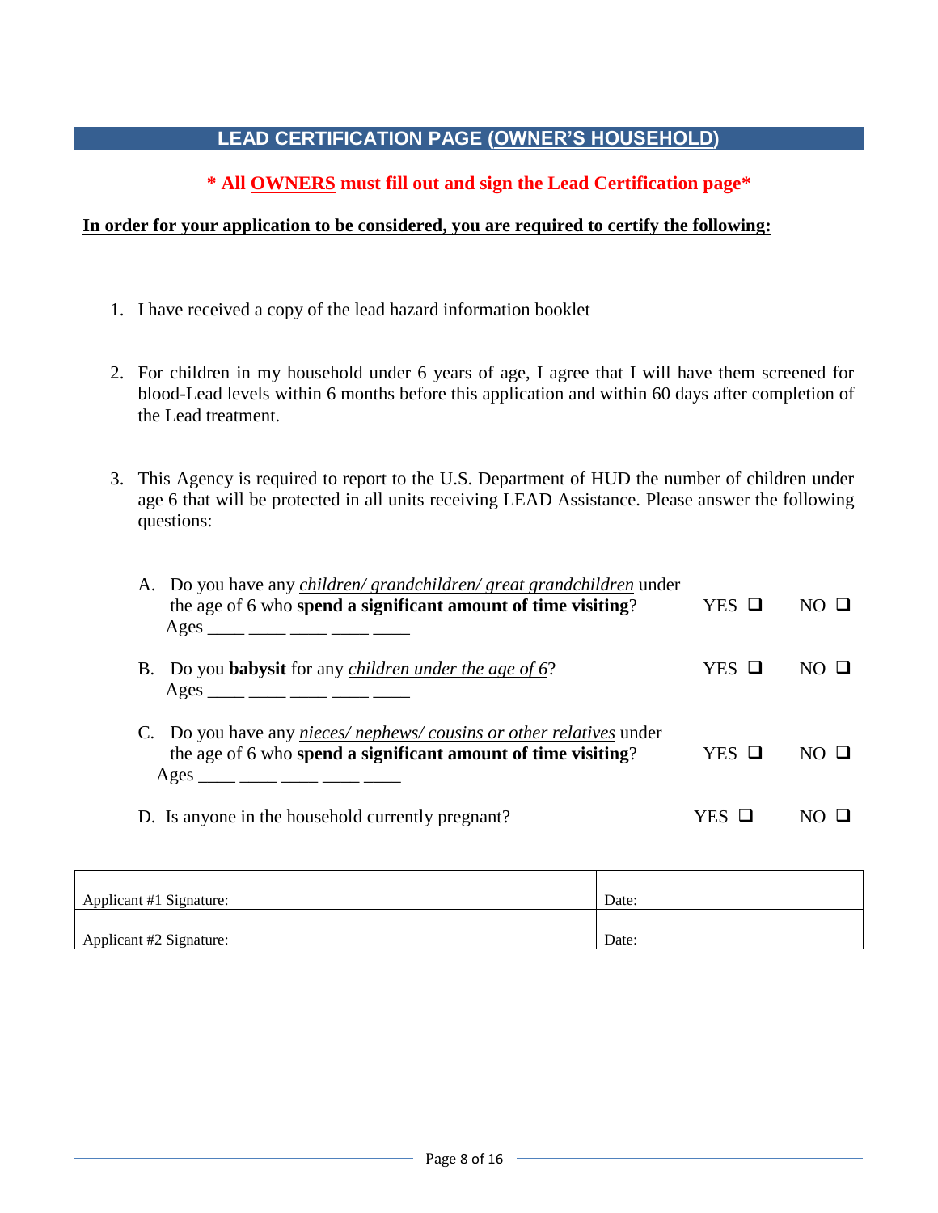## LEAD CERTIFICATION PAGE (OWNER'S HOUSEHOLD)

**\* All OWNERS must fill out and sign the Lead Certification page\***

**In order for your application to be considered, you are required to certify the following:**

1. I have received a copy of the lead hazard information booklet

2. For children in my household under 6 years of age, I agree that I will have them screened for blood-Lead levels within 6 months before this application and within 60 days after completion of the Lead treatment.

3. This Agency is required to report to the U.S. Department of HUD the number of children under age 6 that will be protected in all units receiving LEAD Assistance. Please answer the following questions:

   A. Do you have any *children/ grandchildren/ great grandchildren* under the age of 6 who **spend a significant amount of time visiting**? YES ❑ NO ❑
   Ages ____ ____ ____ ____ ____

   B. Do you **babysit** for any *children under the age of 6*? YES ❑ NO ❑
   Ages ____ ____ ____ ____ ____

   C. Do you have any *nieces/ nephews/ cousins or other relatives* under the age of 6 who **spend a significant amount of time visiting**? YES ❑ NO ❑
   Ages ____ ____ ____ ____ ____

   D. Is anyone in the household currently pregnant? YES ❑ NO ❑

| Applicant #1 Signature: | Date: |
|---|---|
| Applicant #2 Signature: | Date: |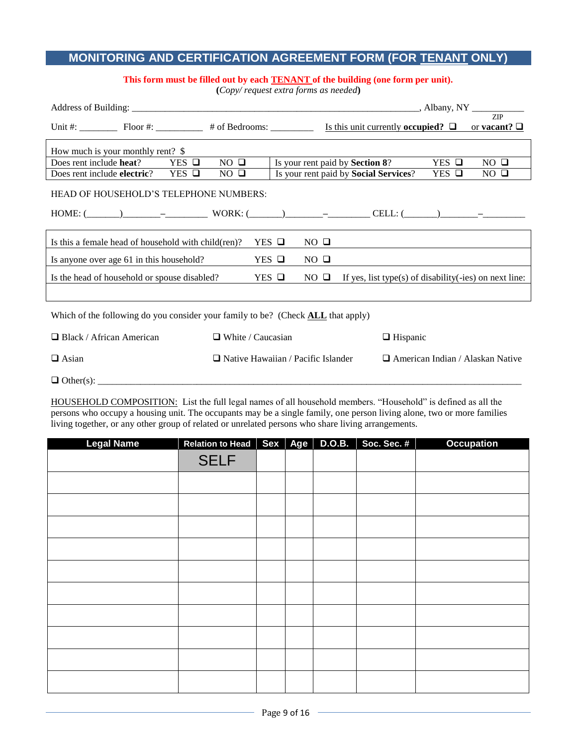## MONITORING AND CERTIFICATION AGREEMENT FORM (FOR TENANT ONLY)

**This form must be filled out by each TENANT of the building (one form per unit).**
**(***Copy/ request extra forms as needed***)**

Address of Building: ____________________________________________________________, Albany, NY ___________ ZIP

Unit #: ________ Floor #: __________ # of Bedrooms: _________ Is this unit currently **occupied?** ❑ or **vacant?** ❑

| How much is your monthly rent? $ | | | | | |
|---|---|---|---|---|---|
| Does rent include **heat**? | YES ❑ | NO ❑ | Is your rent paid by **Section 8**? | YES ❑ | NO ❑ |
| Does rent include **electric**? | YES ❑ | NO ❑ | Is your rent paid by **Social Services**? | YES ❑ | NO ❑ |

HEAD OF HOUSEHOLD'S TELEPHONE NUMBERS:

HOME: (_______)________–_________ WORK: (_______)________–_________ CELL: (_______)________–_________

| | | | |
|---|---|---|---|
| Is this a female head of household with child(ren)? | YES ❑ | NO ❑ | |
| Is anyone over age 61 in this household? | YES ❑ | NO ❑ | |
| Is the head of household or spouse disabled? | YES ❑ | NO ❑ | If yes, list type(s) of disability(-ies) on next line: |
| | | | |

Which of the following do you consider your family to be? (Check **ALL** that apply)

❑ Black / African American ❑ White / Caucasian ❑ Hispanic

❑ Asian ❑ Native Hawaiian / Pacific Islander ❑ American Indian / Alaskan Native

❑ Other(s): ________________________________________________________________________________

HOUSEHOLD COMPOSITION: List the full legal names of all household members. "Household" is defined as all the persons who occupy a housing unit. The occupants may be a single family, one person living alone, two or more families living together, or any other group of related or unrelated persons who share living arrangements.

| Legal Name | Relation to Head | Sex | Age | D.O.B. | Soc. Sec. # | Occupation |
|---|---|---|---|---|---|---|
| | SELF | | | | | |
| | | | | | | |
| | | | | | | |
| | | | | | | |
| | | | | | | |
| | | | | | | |
| | | | | | | |
| | | | | | | |
| | | | | | | |
| | | | | | | |
| | | | | | | |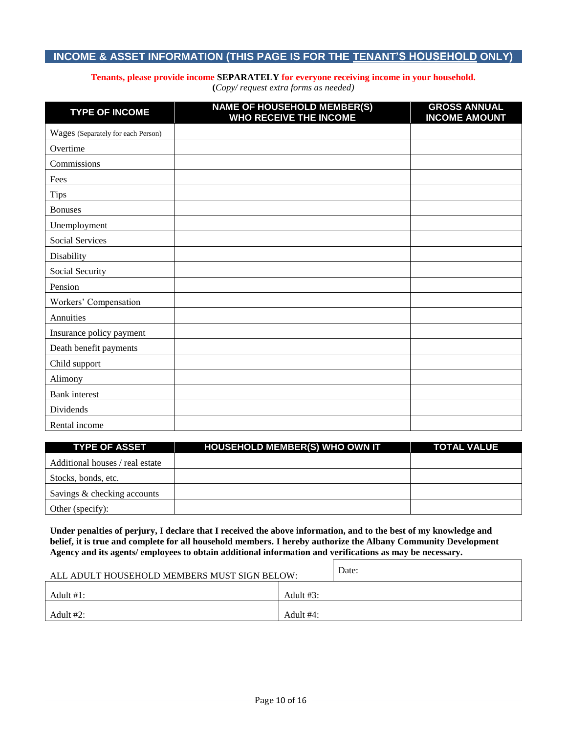## INCOME & ASSET INFORMATION (THIS PAGE IS FOR THE TENANT'S HOUSEHOLD ONLY)

**Tenants, please provide income SEPARATELY for everyone receiving income in your household.**
(*Copy/ request extra forms as needed)*

| TYPE OF INCOME | NAME OF HOUSEHOLD MEMBER(S) WHO RECEIVE THE INCOME | GROSS ANNUAL INCOME AMOUNT |
|---|---|---|
| Wages (Separately for each Person) | | |
| Overtime | | |
| Commissions | | |
| Fees | | |
| Tips | | |
| Bonuses | | |
| Unemployment | | |
| Social Services | | |
| Disability | | |
| Social Security | | |
| Pension | | |
| Workers' Compensation | | |
| Annuities | | |
| Insurance policy payment | | |
| Death benefit payments | | |
| Child support | | |
| Alimony | | |
| Bank interest | | |
| Dividends | | |
| Rental income | | |

| TYPE OF ASSET | HOUSEHOLD MEMBER(S) WHO OWN IT | TOTAL VALUE |
|---|---|---|
| Additional houses / real estate | | |
| Stocks, bonds, etc. | | |
| Savings & checking accounts | | |
| Other (specify): | | |

**Under penalties of perjury, I declare that I received the above information, and to the best of my knowledge and belief, it is true and complete for all household members. I hereby authorize the Albany Community Development Agency and its agents/ employees to obtain additional information and verifications as may be necessary.**

| ALL ADULT HOUSEHOLD MEMBERS MUST SIGN BELOW: | Date: |
|---|---|
| Adult #1: | Adult #3: |
| Adult #2: | Adult #4: |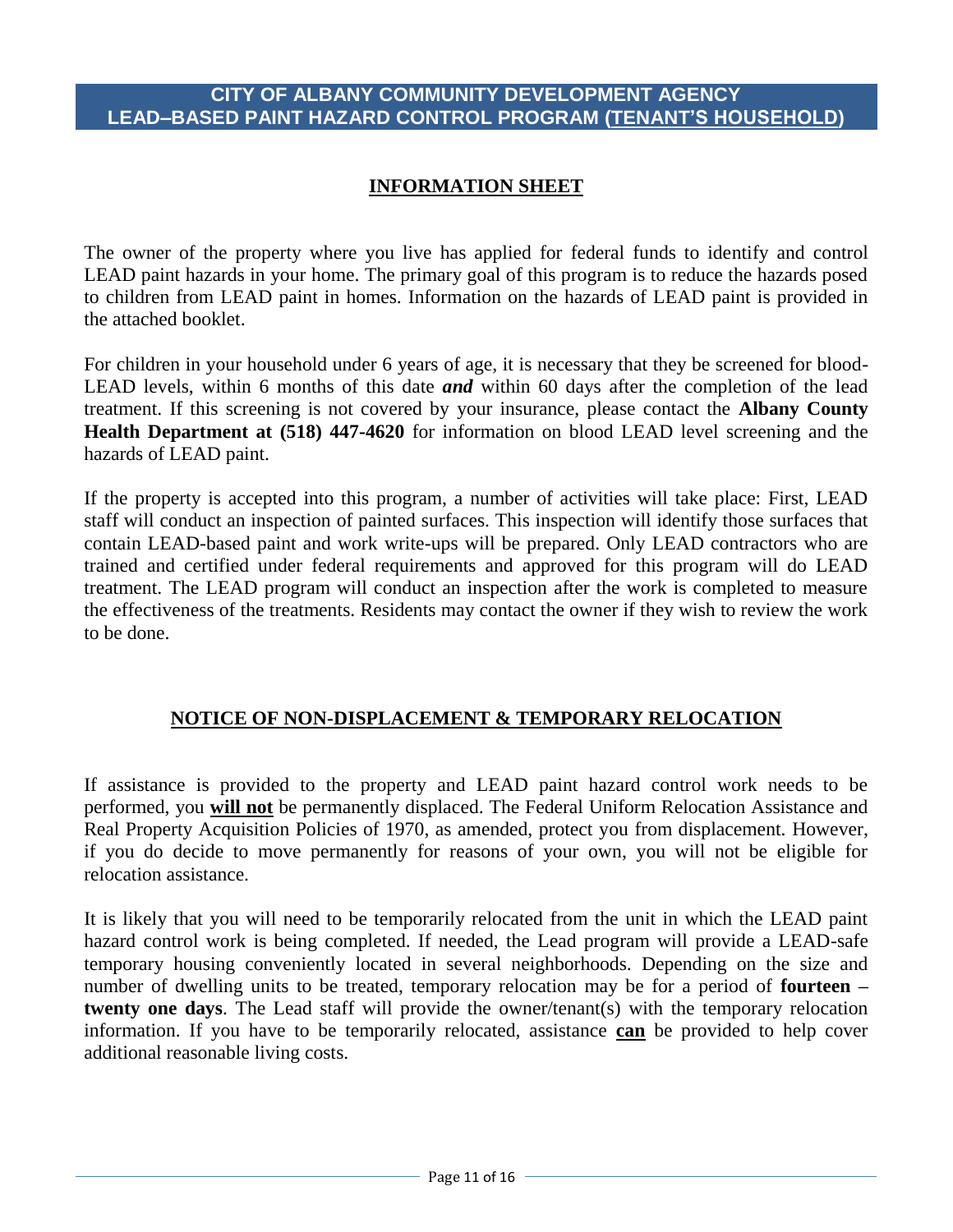# CITY OF ALBANY COMMUNITY DEVELOPMENT AGENCY
# LEAD–BASED PAINT HAZARD CONTROL PROGRAM (TENANT'S HOUSEHOLD)

## INFORMATION SHEET

The owner of the property where you live has applied for federal funds to identify and control LEAD paint hazards in your home. The primary goal of this program is to reduce the hazards posed to children from LEAD paint in homes. Information on the hazards of LEAD paint is provided in the attached booklet.

For children in your household under 6 years of age, it is necessary that they be screened for blood-LEAD levels, within 6 months of this date ***and*** within 60 days after the completion of the lead treatment. If this screening is not covered by your insurance, please contact the **Albany County Health Department at (518) 447-4620** for information on blood LEAD level screening and the hazards of LEAD paint.

If the property is accepted into this program, a number of activities will take place: First, LEAD staff will conduct an inspection of painted surfaces. This inspection will identify those surfaces that contain LEAD-based paint and work write-ups will be prepared. Only LEAD contractors who are trained and certified under federal requirements and approved for this program will do LEAD treatment. The LEAD program will conduct an inspection after the work is completed to measure the effectiveness of the treatments. Residents may contact the owner if they wish to review the work to be done.

## NOTICE OF NON-DISPLACEMENT & TEMPORARY RELOCATION

If assistance is provided to the property and LEAD paint hazard control work needs to be performed, you **will not** be permanently displaced. The Federal Uniform Relocation Assistance and Real Property Acquisition Policies of 1970, as amended, protect you from displacement. However, if you do decide to move permanently for reasons of your own, you will not be eligible for relocation assistance.

It is likely that you will need to be temporarily relocated from the unit in which the LEAD paint hazard control work is being completed. If needed, the Lead program will provide a LEAD-safe temporary housing conveniently located in several neighborhoods. Depending on the size and number of dwelling units to be treated, temporary relocation may be for a period of **fourteen – twenty one days**. The Lead staff will provide the owner/tenant(s) with the temporary relocation information. If you have to be temporarily relocated, assistance **can** be provided to help cover additional reasonable living costs.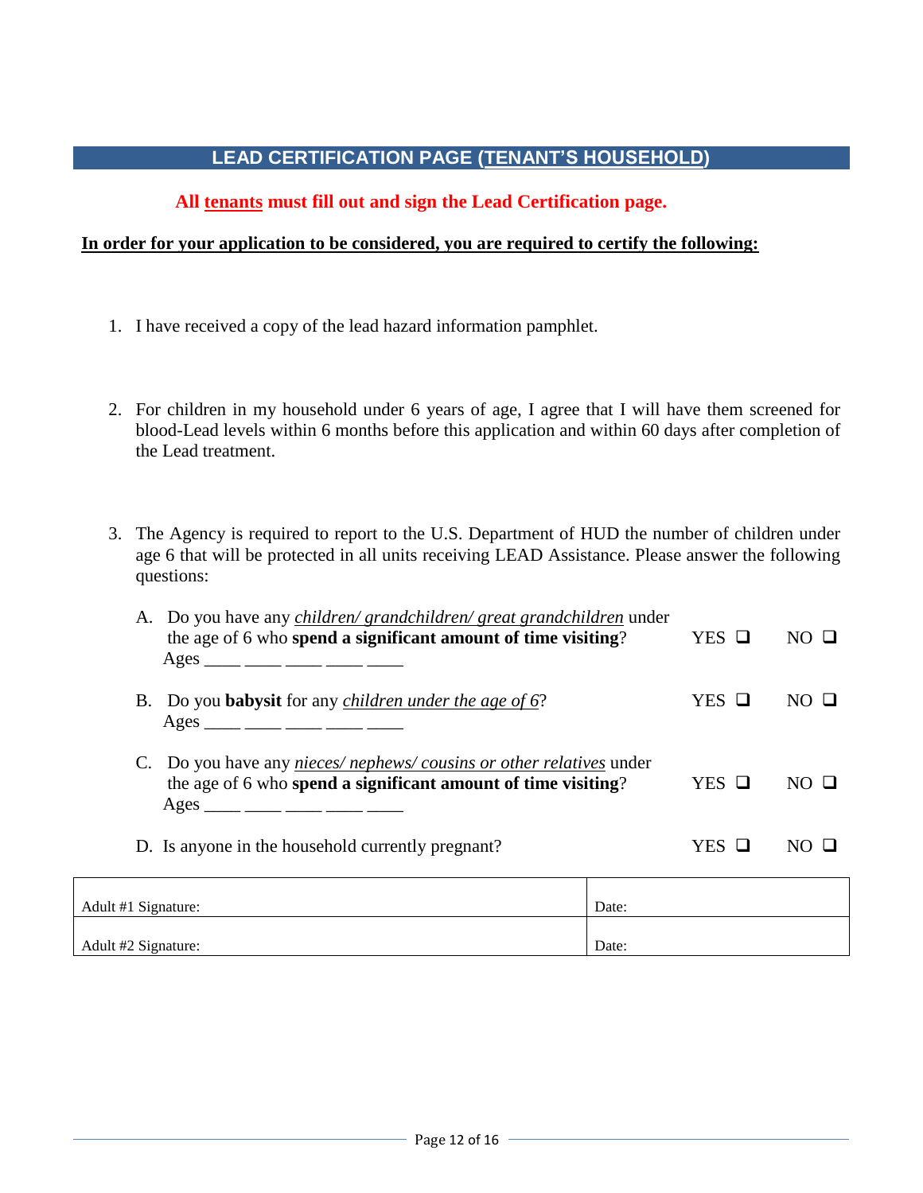## LEAD CERTIFICATION PAGE (<u>TENANT'S HOUSEHOLD</u>)

**All <u>tenants</u> must fill out and sign the Lead Certification page.**

**<u>In order for your application to be considered, you are required to certify the following:</u>**

1. I have received a copy of the lead hazard information pamphlet.

2. For children in my household under 6 years of age, I agree that I will have them screened for blood-Lead levels within 6 months before this application and within 60 days after completion of the Lead treatment.

3. The Agency is required to report to the U.S. Department of HUD the number of children under age 6 that will be protected in all units receiving LEAD Assistance. Please answer the following questions:

   A. Do you have any *<u>children/ grandchildren/ great grandchildren</u>* under the age of 6 who **spend a significant amount of time visiting**? YES ❑ NO ❑
   Ages ____ ____ ____ ____ ____

   B. Do you **babysit** for any *<u>children under the age of 6</u>*? YES ❑ NO ❑
   Ages ____ ____ ____ ____ ____

   C. Do you have any *<u>nieces/ nephews/ cousins or other relatives</u>* under the age of 6 who **spend a significant amount of time visiting**? YES ❑ NO ❑
   Ages ____ ____ ____ ____ ____

   D. Is anyone in the household currently pregnant? YES ❑ NO ❑

| Adult #1 Signature: | Date: |
|---|---|
| Adult #2 Signature: | Date: |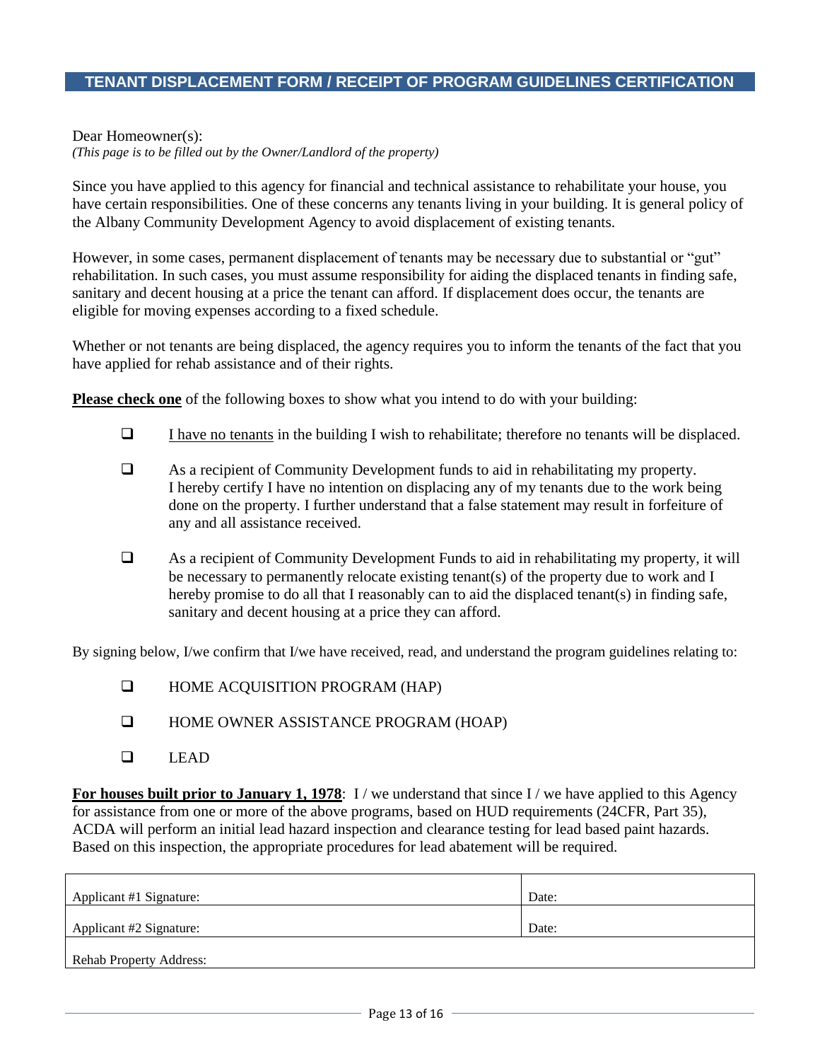## TENANT DISPLACEMENT FORM / RECEIPT OF PROGRAM GUIDELINES CERTIFICATION

Dear Homeowner(s):
*(This page is to be filled out by the Owner/Landlord of the property)*

Since you have applied to this agency for financial and technical assistance to rehabilitate your house, you have certain responsibilities. One of these concerns any tenants living in your building. It is general policy of the Albany Community Development Agency to avoid displacement of existing tenants.

However, in some cases, permanent displacement of tenants may be necessary due to substantial or "gut" rehabilitation. In such cases, you must assume responsibility for aiding the displaced tenants in finding safe, sanitary and decent housing at a price the tenant can afford. If displacement does occur, the tenants are eligible for moving expenses according to a fixed schedule.

Whether or not tenants are being displaced, the agency requires you to inform the tenants of the fact that you have applied for rehab assistance and of their rights.

**Please check one** of the following boxes to show what you intend to do with your building:

- ☐ I have no tenants in the building I wish to rehabilitate; therefore no tenants will be displaced.
- ☐ As a recipient of Community Development funds to aid in rehabilitating my property. I hereby certify I have no intention on displacing any of my tenants due to the work being done on the property. I further understand that a false statement may result in forfeiture of any and all assistance received.
- ☐ As a recipient of Community Development Funds to aid in rehabilitating my property, it will be necessary to permanently relocate existing tenant(s) of the property due to work and I hereby promise to do all that I reasonably can to aid the displaced tenant(s) in finding safe, sanitary and decent housing at a price they can afford.

By signing below, I/we confirm that I/we have received, read, and understand the program guidelines relating to:

- ☐ HOME ACQUISITION PROGRAM (HAP)
- ☐ HOME OWNER ASSISTANCE PROGRAM (HOAP)
- ☐ LEAD

**For houses built prior to January 1, 1978**: I / we understand that since I / we have applied to this Agency for assistance from one or more of the above programs, based on HUD requirements (24CFR, Part 35), ACDA will perform an initial lead hazard inspection and clearance testing for lead based paint hazards. Based on this inspection, the appropriate procedures for lead abatement will be required.

| Applicant #1 Signature: | Date: |
|---|---|
| Applicant #2 Signature: | Date: |
| Rehab Property Address: | |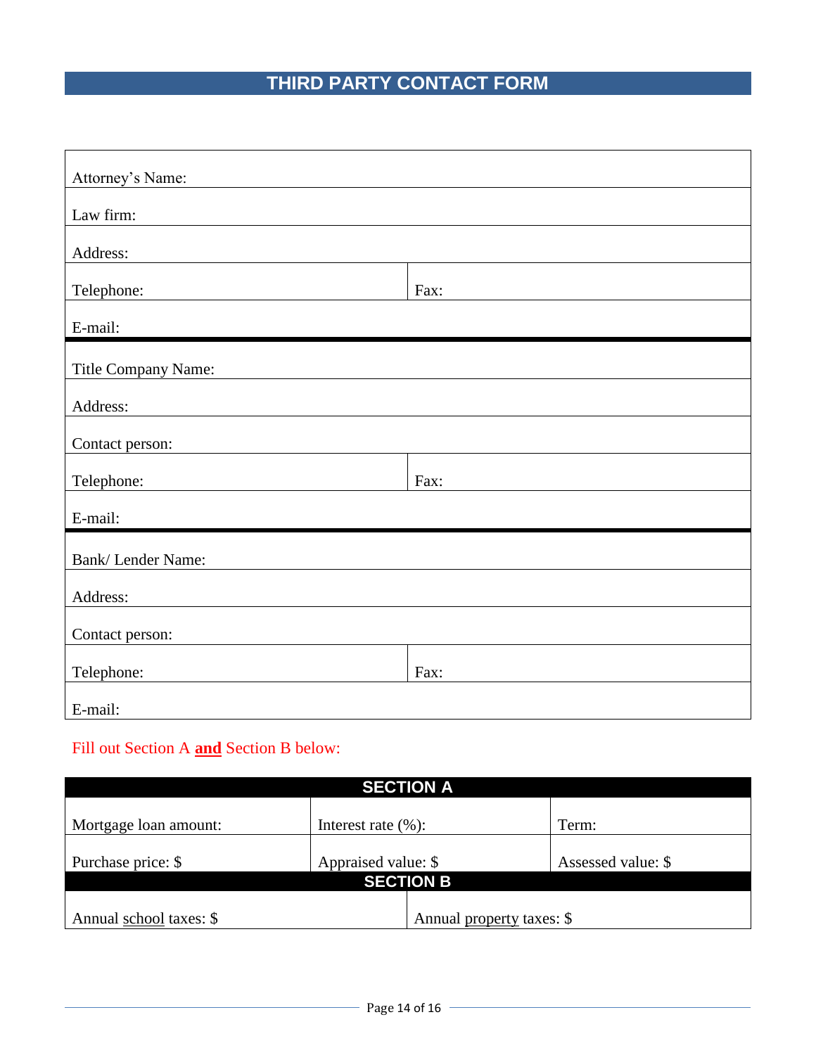# THIRD PARTY CONTACT FORM

| | |
|---|---|
| Attorney's Name: | |
| Law firm: | |
| Address: | |
| Telephone: | Fax: |
| E-mail: | |

| | |
|---|---|
| Title Company Name: | |
| Address: | |
| Contact person: | |
| Telephone: | Fax: |
| E-mail: | |

| | |
|---|---|
| Bank/ Lender Name: | |
| Address: | |
| Contact person: | |
| Telephone: | Fax: |
| E-mail: | |

Fill out Section A **<u>and</u>** Section B below:

| **SECTION A** | | |
|---|---|---|
| Mortgage loan amount: | Interest rate (%): | Term: |
| Purchase price: $ | Appraised value: $ | Assessed value: $ |

| **SECTION B** | |
|---|---|
| Annual <u>school</u> taxes: $ | Annual <u>property</u> taxes: $ |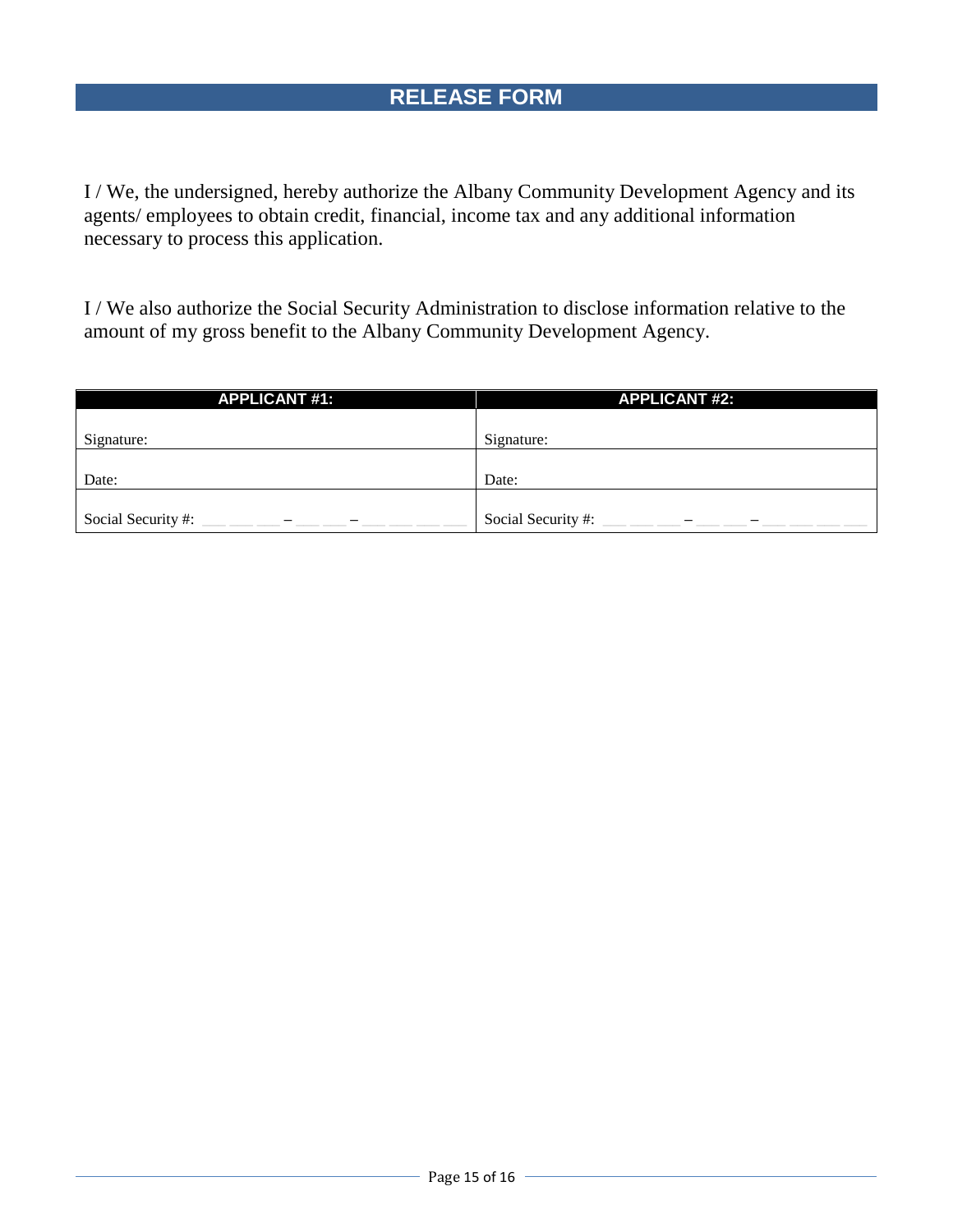# RELEASE FORM

I / We, the undersigned, hereby authorize the Albany Community Development Agency and its agents/ employees to obtain credit, financial, income tax and any additional information necessary to process this application.

I / We also authorize the Social Security Administration to disclose information relative to the amount of my gross benefit to the Albany Community Development Agency.

| APPLICANT #1: | APPLICANT #2: |
|---|---|
| Signature: | Signature: |
| Date: | Date: |
| Social Security #: ___ ___ ___ – ___ ___ – ___ ___ ___ ___ | Social Security #: ___ ___ ___ – ___ ___ – ___ ___ ___ ___ |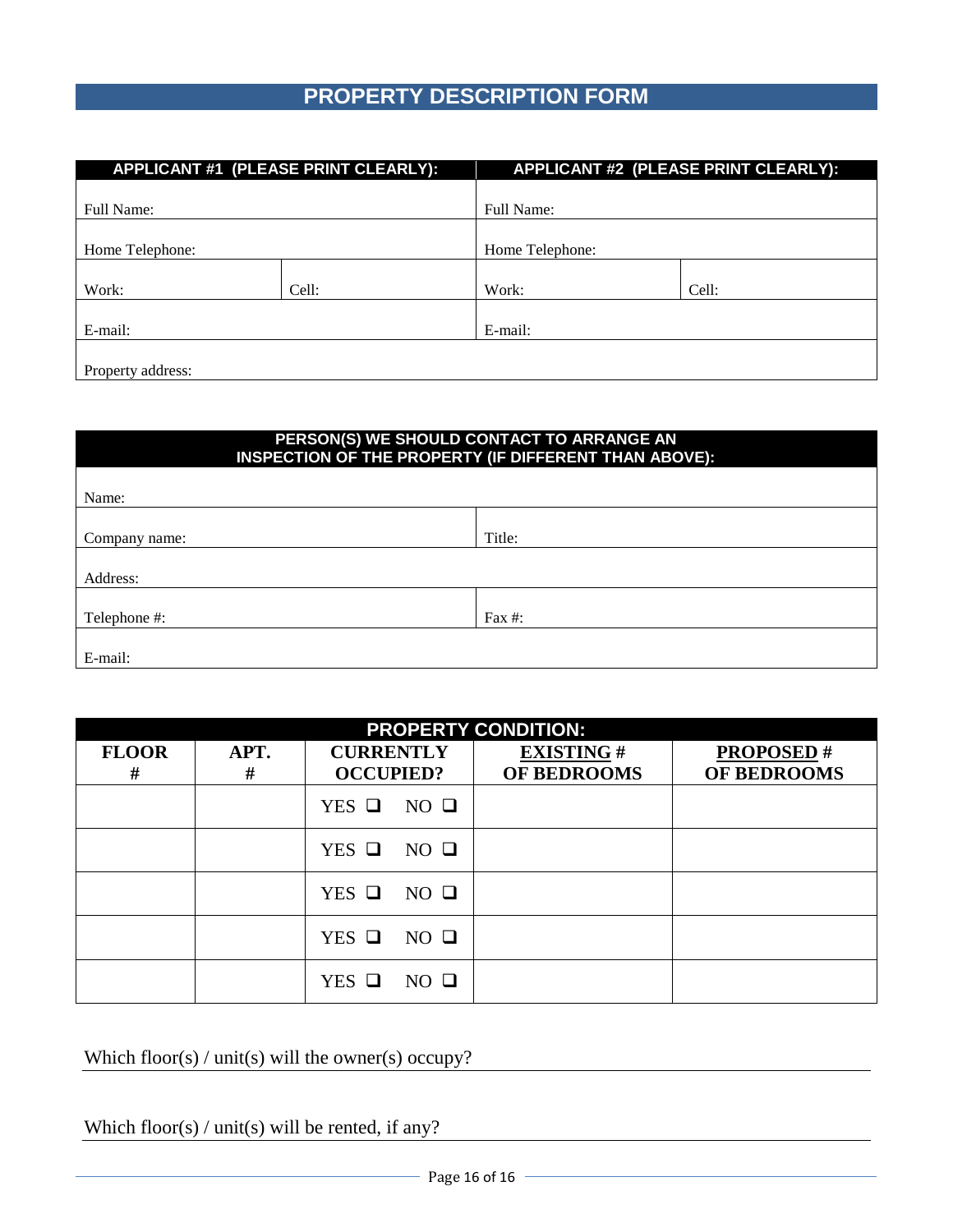# PROPERTY DESCRIPTION FORM

| APPLICANT #1 (PLEASE PRINT CLEARLY): | | APPLICANT #2 (PLEASE PRINT CLEARLY): | |
|---|---|---|---|
| Full Name: | | Full Name: | |
| Home Telephone: | | Home Telephone: | |
| Work: | Cell: | Work: | Cell: |
| E-mail: | | E-mail: | |
| Property address: | | | |

| PERSON(S) WE SHOULD CONTACT TO ARRANGE AN INSPECTION OF THE PROPERTY (IF DIFFERENT THAN ABOVE): | |
|---|---|
| Name: | |
| Company name: | Title: |
| Address: | |
| Telephone #: | Fax #: |
| E-mail: | |

**PROPERTY CONDITION:**

| FLOOR # | APT. # | CURRENTLY OCCUPIED? | EXISTING # OF BEDROOMS | PROPOSED # OF BEDROOMS |
|---|---|---|---|---|
| | | YES ❑ NO ❑ | | |
| | | YES ❑ NO ❑ | | |
| | | YES ❑ NO ❑ | | |
| | | YES ❑ NO ❑ | | |
| | | YES ❑ NO ❑ | | |

Which floor(s) / unit(s) will the owner(s) occupy? ________________________________

Which floor(s) / unit(s) will be rented, if any? ________________________________